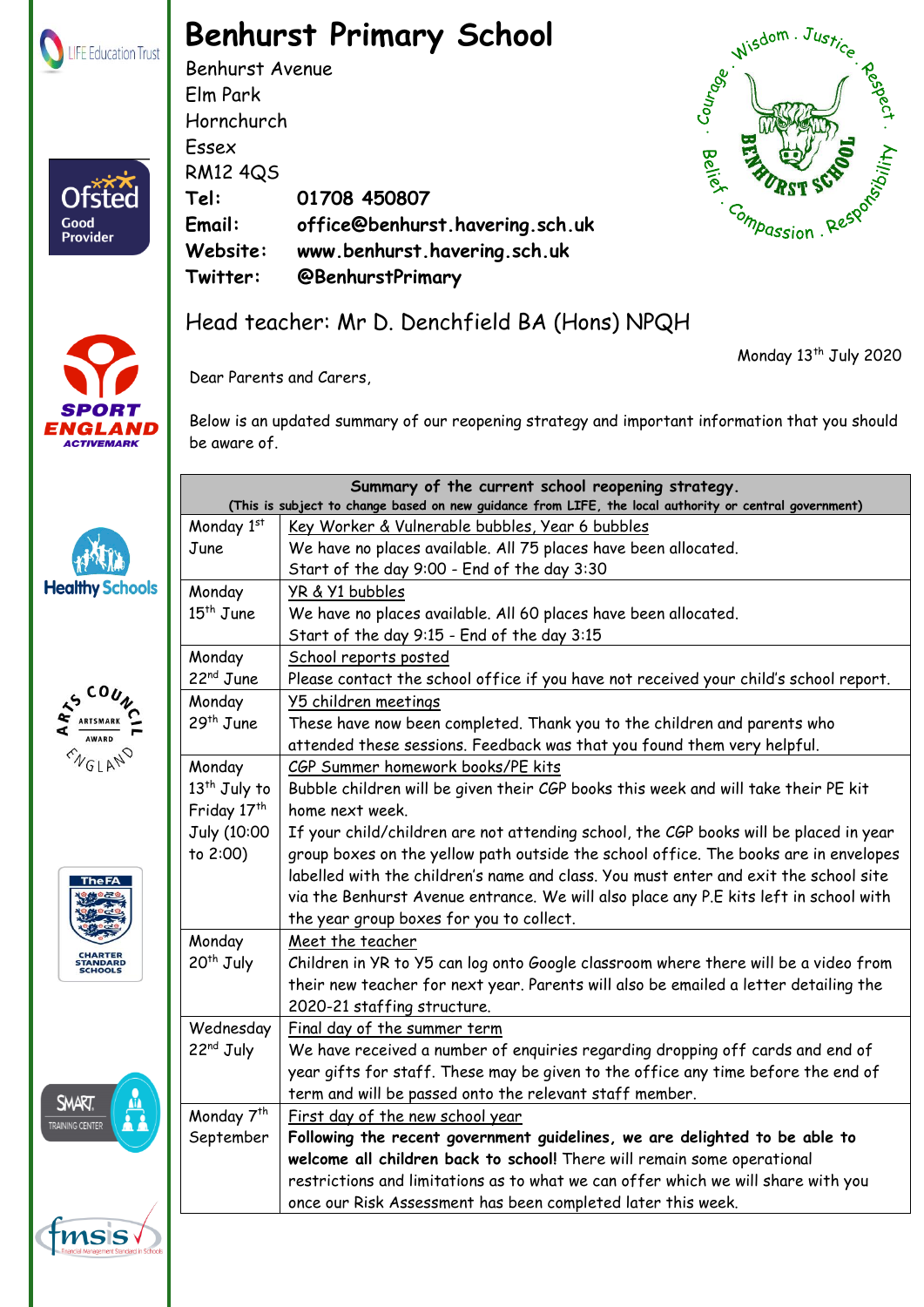# Benhurst Primary School

Benhurst Avenue
Elm Park
Hornchurch
Essex
RM12 4QS

**Tel:** **01708 450807**
**Email:** **office@benhurst.havering.sch.uk**
**Website:** **www.benhurst.havering.sch.uk**
**Twitter:** **@BenhurstPrimary**

## Head teacher: Mr D. Denchfield BA (Hons) NPQH

Monday 13th July 2020

Dear Parents and Carers,

Below is an updated summary of our reopening strategy and important information that you should be aware of.

| **Summary of the current school reopening strategy.** (This is subject to change based on new guidance from LIFE, the local authority or central government) | |
|---|---|
| Monday 1st June | Key Worker & Vulnerable bubbles, Year 6 bubbles<br>We have no places available. All 75 places have been allocated.<br>Start of the day 9:00 - End of the day 3:30 |
| Monday 15th June | YR & Y1 bubbles<br>We have no places available. All 60 places have been allocated.<br>Start of the day 9:15 - End of the day 3:15 |
| Monday 22nd June | School reports posted<br>Please contact the school office if you have not received your child's school report. |
| Monday 29th June | Y5 children meetings<br>These have now been completed. Thank you to the children and parents who attended these sessions. Feedback was that you found them very helpful. |
| Monday 13th July to Friday 17th July (10:00 to 2:00) | CGP Summer homework books/PE kits<br>Bubble children will be given their CGP books this week and will take their PE kit home next week.<br>If your child/children are not attending school, the CGP books will be placed in year group boxes on the yellow path outside the school office. The books are in envelopes labelled with the children's name and class. You must enter and exit the school site via the Benhurst Avenue entrance. We will also place any P.E kits left in school with the year group boxes for you to collect. |
| Monday 20th July | Meet the teacher<br>Children in YR to Y5 can log onto Google classroom where there will be a video from their new teacher for next year. Parents will also be emailed a letter detailing the 2020-21 staffing structure. |
| Wednesday 22nd July | Final day of the summer term<br>We have received a number of enquiries regarding dropping off cards and end of year gifts for staff. These may be given to the office any time before the end of term and will be passed onto the relevant staff member. |
| Monday 7th September | First day of the new school year<br>**Following the recent government guidelines, we are delighted to be able to welcome all children back to school!** There will remain some operational restrictions and limitations as to what we can offer which we will share with you once our Risk Assessment has been completed later this week. |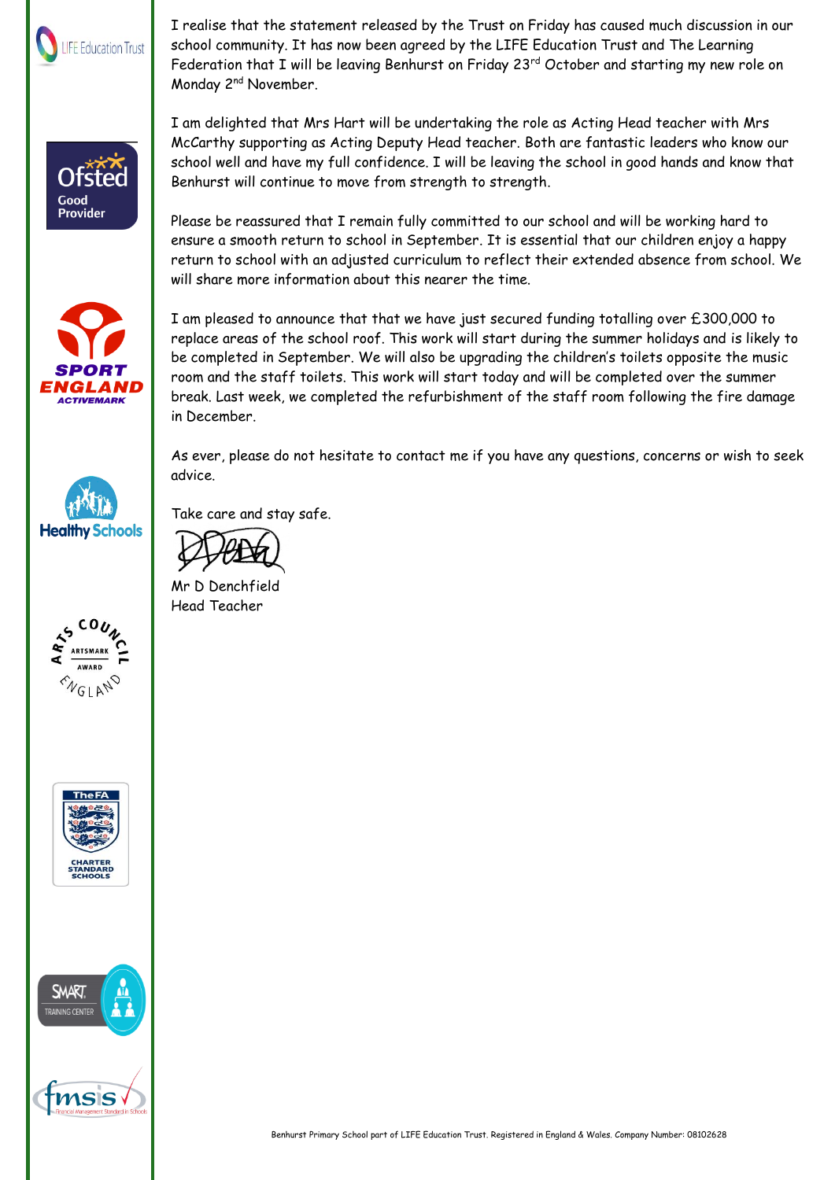I realise that the statement released by the Trust on Friday has caused much discussion in our school community. It has now been agreed by the LIFE Education Trust and The Learning Federation that I will be leaving Benhurst on Friday 23rd October and starting my new role on Monday 2nd November.

I am delighted that Mrs Hart will be undertaking the role as Acting Head teacher with Mrs McCarthy supporting as Acting Deputy Head teacher. Both are fantastic leaders who know our school well and have my full confidence. I will be leaving the school in good hands and know that Benhurst will continue to move from strength to strength.

Please be reassured that I remain fully committed to our school and will be working hard to ensure a smooth return to school in September. It is essential that our children enjoy a happy return to school with an adjusted curriculum to reflect their extended absence from school. We will share more information about this nearer the time.

I am pleased to announce that that we have just secured funding totalling over £300,000 to replace areas of the school roof. This work will start during the summer holidays and is likely to be completed in September. We will also be upgrading the children's toilets opposite the music room and the staff toilets. This work will start today and will be completed over the summer break. Last week, we completed the refurbishment of the staff room following the fire damage in December.

As ever, please do not hesitate to contact me if you have any questions, concerns or wish to seek advice.

Take care and stay safe.

Mr D Denchfield
Head Teacher

Benhurst Primary School part of LIFE Education Trust. Registered in England & Wales. Company Number: 08102628